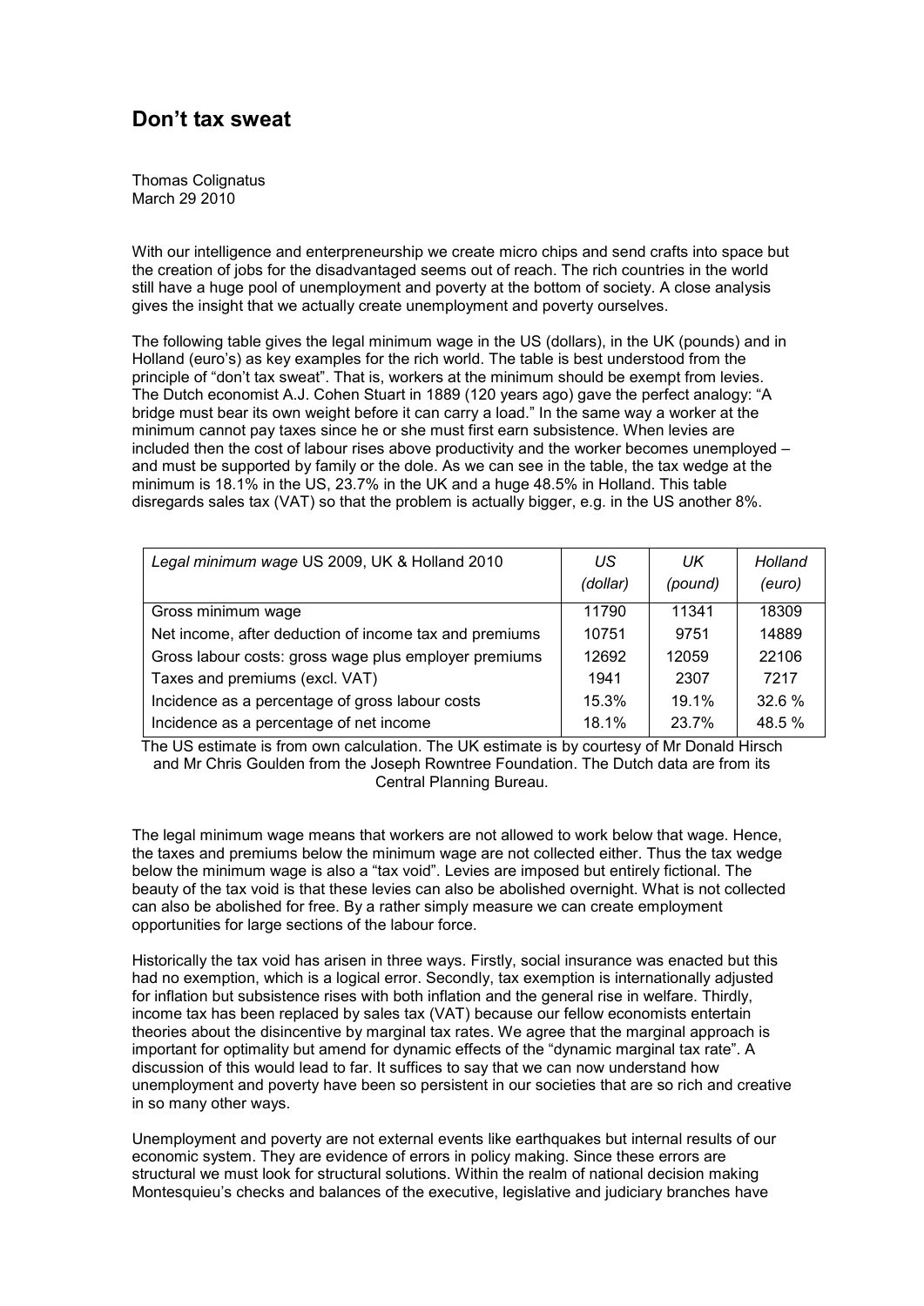# Don't tax sweat

Thomas Colignatus
March 29 2010

With our intelligence and enterpreneurship we create micro chips and send crafts into space but the creation of jobs for the disadvantaged seems out of reach. The rich countries in the world still have a huge pool of unemployment and poverty at the bottom of society. A close analysis gives the insight that we actually create unemployment and poverty ourselves.

The following table gives the legal minimum wage in the US (dollars), in the UK (pounds) and in Holland (euro's) as key examples for the rich world. The table is best understood from the principle of "don't tax sweat". That is, workers at the minimum should be exempt from levies. The Dutch economist A.J. Cohen Stuart in 1889 (120 years ago) gave the perfect analogy: "A bridge must bear its own weight before it can carry a load." In the same way a worker at the minimum cannot pay taxes since he or she must first earn subsistence. When levies are included then the cost of labour rises above productivity and the worker becomes unemployed – and must be supported by family or the dole. As we can see in the table, the tax wedge at the minimum is 18.1% in the US, 23.7% in the UK and a huge 48.5% in Holland. This table disregards sales tax (VAT) so that the problem is actually bigger, e.g. in the US another 8%.

| *Legal minimum wage* US 2009, UK & Holland 2010 | *US (dollar)* | *UK (pound)* | *Holland (euro)* |
|---|---|---|---|
| Gross minimum wage | 11790 | 11341 | 18309 |
| Net income, after deduction of income tax and premiums | 10751 | 9751 | 14889 |
| Gross labour costs: gross wage plus employer premiums | 12692 | 12059 | 22106 |
| Taxes and premiums (excl. VAT) | 1941 | 2307 | 7217 |
| Incidence as a percentage of gross labour costs | 15.3% | 19.1% | 32.6 % |
| Incidence as a percentage of net income | 18.1% | 23.7% | 48.5 % |

The US estimate is from own calculation. The UK estimate is by courtesy of Mr Donald Hirsch and Mr Chris Goulden from the Joseph Rowntree Foundation. The Dutch data are from its Central Planning Bureau.

The legal minimum wage means that workers are not allowed to work below that wage. Hence, the taxes and premiums below the minimum wage are not collected either. Thus the tax wedge below the minimum wage is also a "tax void". Levies are imposed but entirely fictional. The beauty of the tax void is that these levies can also be abolished overnight. What is not collected can also be abolished for free. By a rather simply measure we can create employment opportunities for large sections of the labour force.

Historically the tax void has arisen in three ways. Firstly, social insurance was enacted but this had no exemption, which is a logical error. Secondly, tax exemption is internationally adjusted for inflation but subsistence rises with both inflation and the general rise in welfare. Thirdly, income tax has been replaced by sales tax (VAT) because our fellow economists entertain theories about the disincentive by marginal tax rates. We agree that the marginal approach is important for optimality but amend for dynamic effects of the "dynamic marginal tax rate". A discussion of this would lead to far. It suffices to say that we can now understand how unemployment and poverty have been so persistent in our societies that are so rich and creative in so many other ways.

Unemployment and poverty are not external events like earthquakes but internal results of our economic system. They are evidence of errors in policy making. Since these errors are structural we must look for structural solutions. Within the realm of national decision making Montesquieu's checks and balances of the executive, legislative and judiciary branches have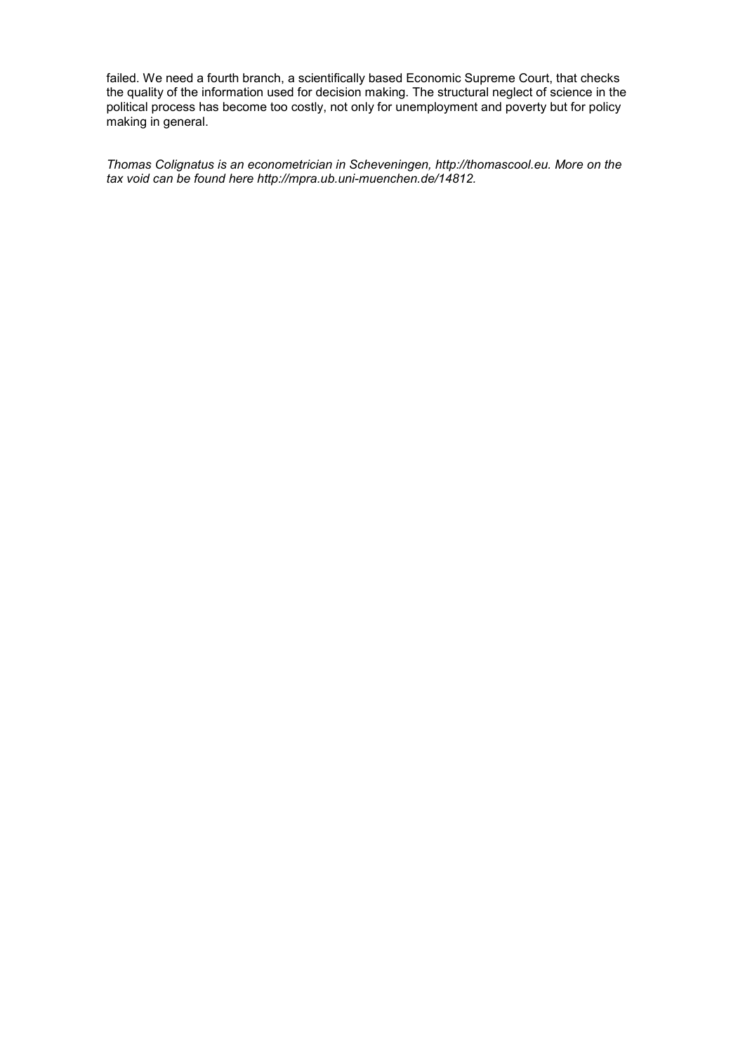failed. We need a fourth branch, a scientifically based Economic Supreme Court, that checks the quality of the information used for decision making. The structural neglect of science in the political process has become too costly, not only for unemployment and poverty but for policy making in general.

*Thomas Colignatus is an econometrician in Scheveningen, http://thomascool.eu. More on the tax void can be found here http://mpra.ub.uni-muenchen.de/14812.*